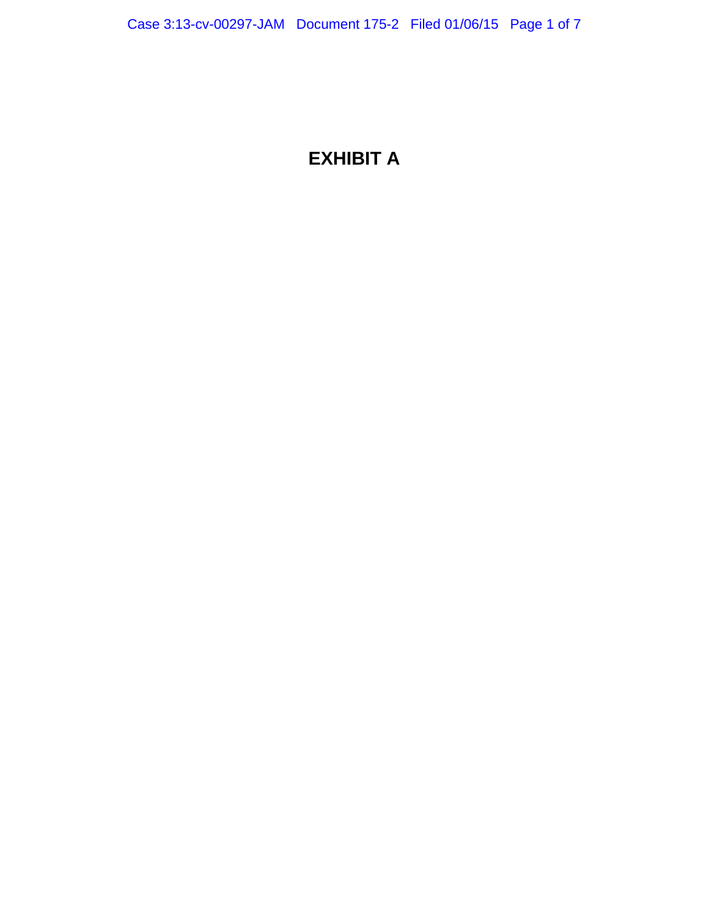# EXHIBIT A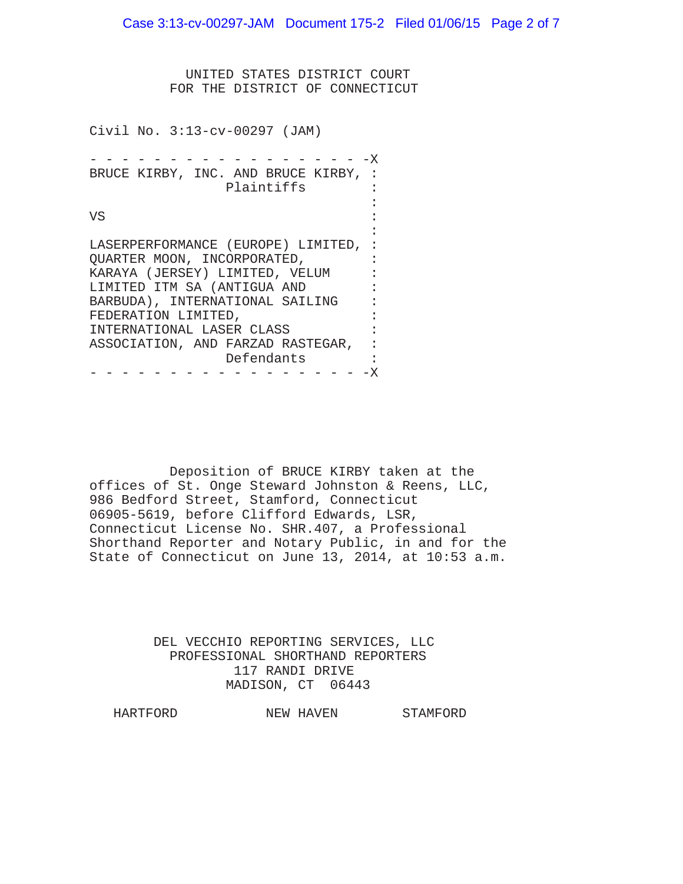UNITED STATES DISTRICT COURT
FOR THE DISTRICT OF CONNECTICUT

Civil No. 3:13-cv-00297 (JAM)

```
- - - - - - - - - - - - - - - - - - -X
BRUCE KIRBY, INC. AND BRUCE KIRBY, :
                 Plaintiffs        :
                                   :
VS                                 :
                                   :
LASERPERFORMANCE (EUROPE) LIMITED, :
QUARTER MOON, INCORPORATED,        :
KARAYA (JERSEY) LIMITED, VELUM     :
LIMITED ITM SA (ANTIGUA AND        :
BARBUDA), INTERNATIONAL SAILING    :
FEDERATION LIMITED,                :
INTERNATIONAL LASER CLASS          :
ASSOCIATION, AND FARZAD RASTEGAR,  :
                 Defendants        :
- - - - - - - - - - - - - - - - - - -X
```

Deposition of BRUCE KIRBY taken at the offices of St. Onge Steward Johnston & Reens, LLC, 986 Bedford Street, Stamford, Connecticut 06905-5619, before Clifford Edwards, LSR, Connecticut License No. SHR.407, a Professional Shorthand Reporter and Notary Public, in and for the State of Connecticut on June 13, 2014, at 10:53 a.m.

DEL VECCHIO REPORTING SERVICES, LLC
PROFESSIONAL SHORTHAND REPORTERS
117 RANDI DRIVE
MADISON, CT 06443

HARTFORD NEW HAVEN STAMFORD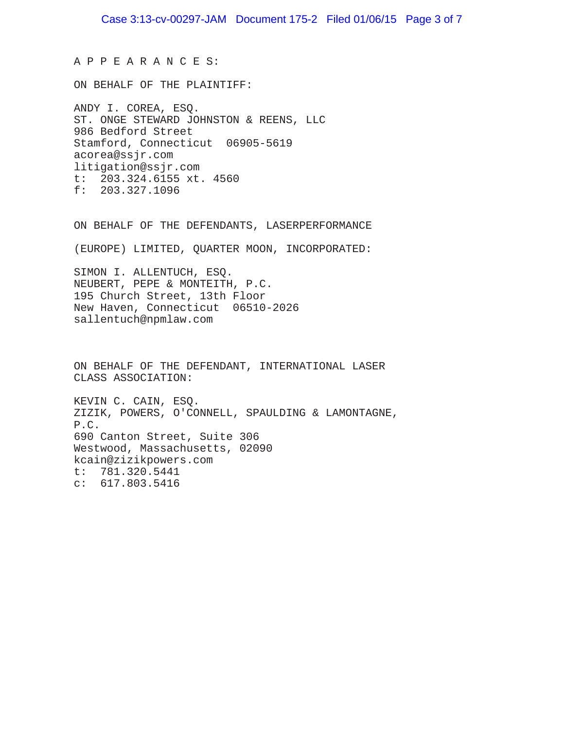A P P E A R A N C E S:

ON BEHALF OF THE PLAINTIFF:

ANDY I. COREA, ESQ.
ST. ONGE STEWARD JOHNSTON & REENS, LLC
986 Bedford Street
Stamford, Connecticut 06905-5619
acorea@ssjr.com
litigation@ssjr.com
t: 203.324.6155 xt. 4560
f: 203.327.1096

ON BEHALF OF THE DEFENDANTS, LASERPERFORMANCE

(EUROPE) LIMITED, QUARTER MOON, INCORPORATED:

SIMON I. ALLENTUCH, ESQ.
NEUBERT, PEPE & MONTEITH, P.C.
195 Church Street, 13th Floor
New Haven, Connecticut 06510-2026
sallentuch@npmlaw.com

ON BEHALF OF THE DEFENDANT, INTERNATIONAL LASER
CLASS ASSOCIATION:

KEVIN C. CAIN, ESQ.
ZIZIK, POWERS, O'CONNELL, SPAULDING & LAMONTAGNE,
P.C.
690 Canton Street, Suite 306
Westwood, Massachusetts, 02090
kcain@zizikpowers.com
t: 781.320.5441
c: 617.803.5416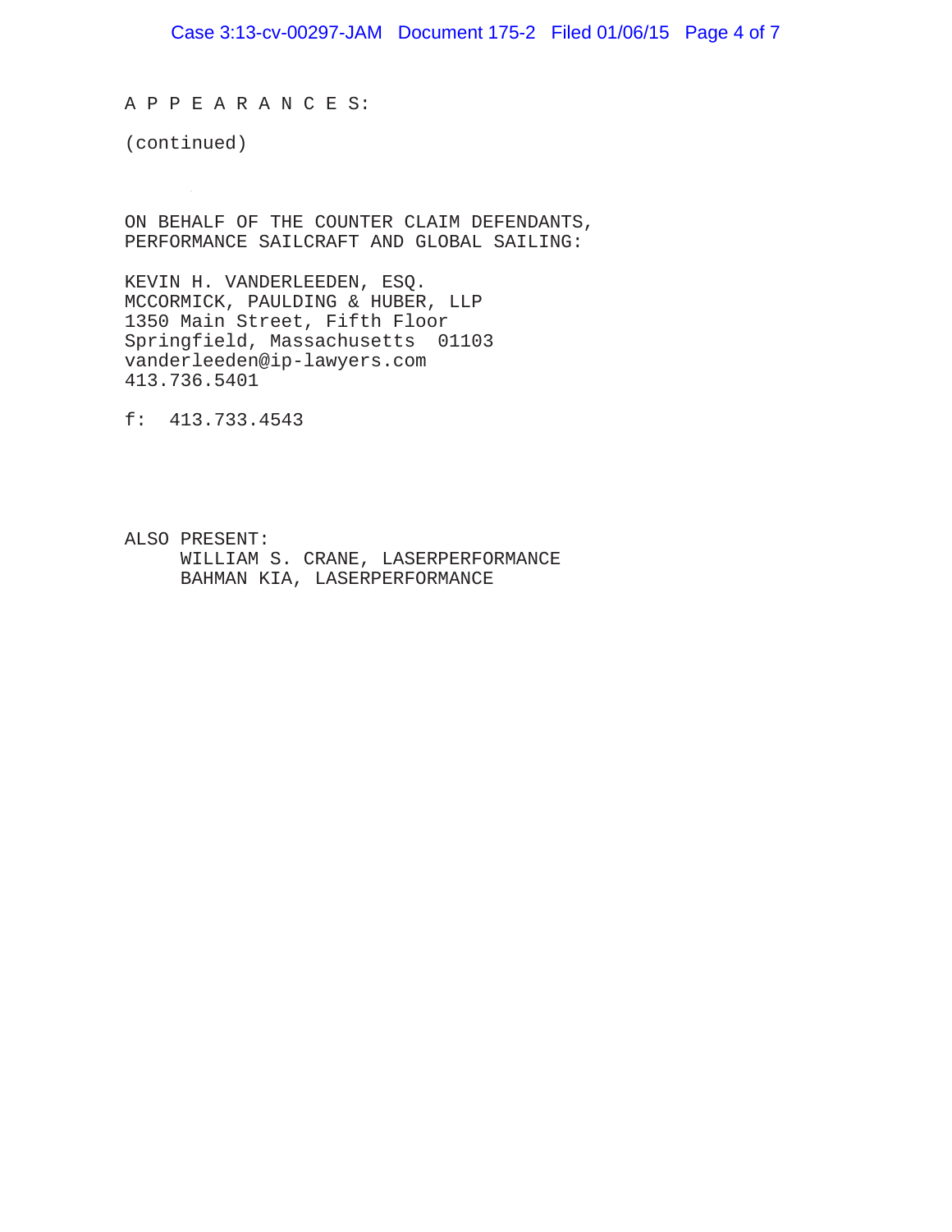A P P E A R A N C E S:

(continued)

ON BEHALF OF THE COUNTER CLAIM DEFENDANTS,
PERFORMANCE SAILCRAFT AND GLOBAL SAILING:

KEVIN H. VANDERLEEDEN, ESQ.
MCCORMICK, PAULDING & HUBER, LLP
1350 Main Street, Fifth Floor
Springfield, Massachusetts 01103
vanderleeden@ip-lawyers.com
413.736.5401

f: 413.733.4543

ALSO PRESENT:
WILLIAM S. CRANE, LASERPERFORMANCE
BAHMAN KIA, LASERPERFORMANCE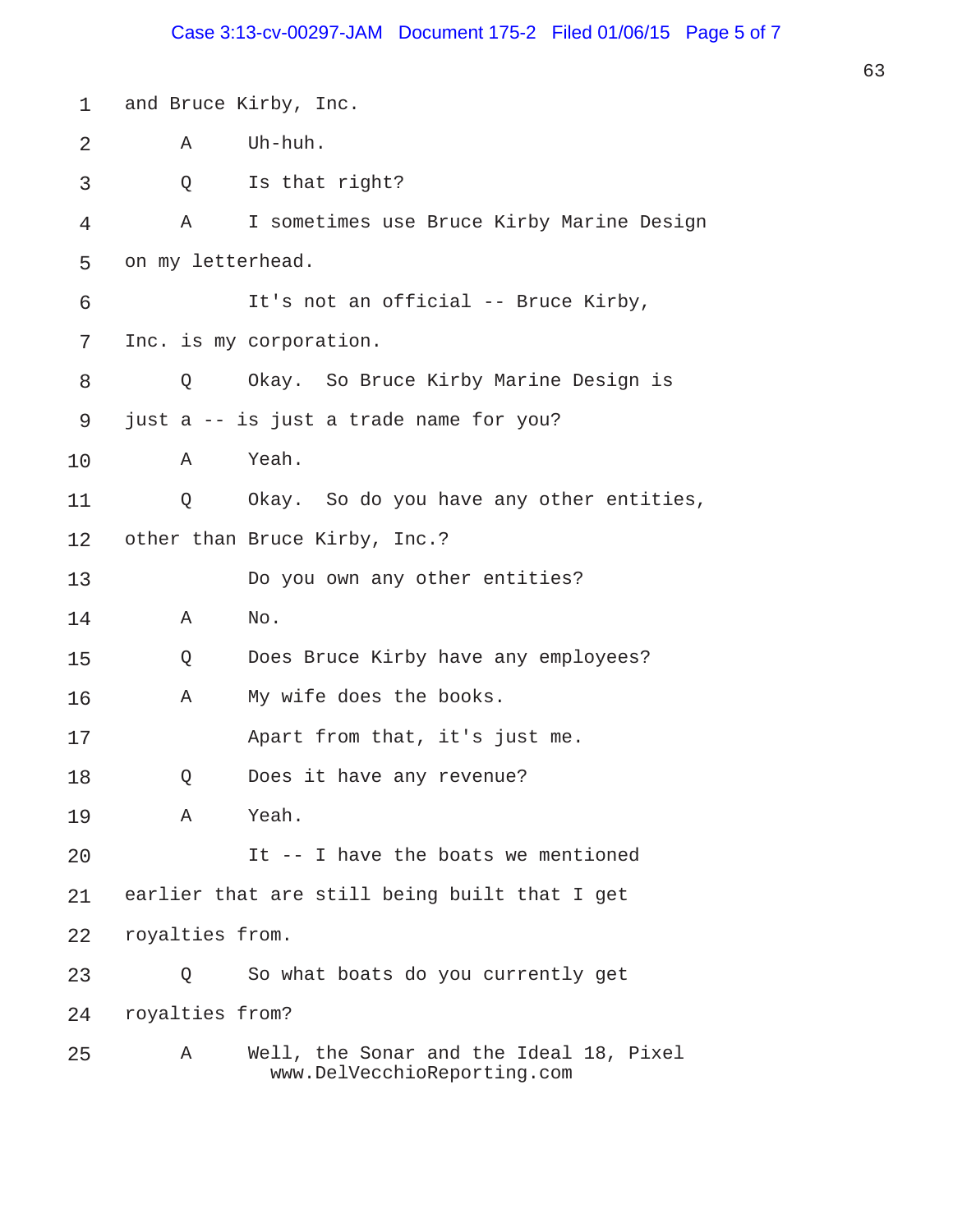1 and Bruce Kirby, Inc.

2 A Uh-huh.

3 Q Is that right?

4 A I sometimes use Bruce Kirby Marine Design

5 on my letterhead.

6 It's not an official -- Bruce Kirby,

7 Inc. is my corporation.

8 Q Okay. So Bruce Kirby Marine Design is

9 just a -- is just a trade name for you?

10 A Yeah.

11 Q Okay. So do you have any other entities,

12 other than Bruce Kirby, Inc.?

13 Do you own any other entities?

14 A No.

15 Q Does Bruce Kirby have any employees?

16 A My wife does the books.

17 Apart from that, it's just me.

18 Q Does it have any revenue?

19 A Yeah.

20 It -- I have the boats we mentioned

21 earlier that are still being built that I get

22 royalties from.

23 Q So what boats do you currently get

24 royalties from?

25 A Well, the Sonar and the Ideal 18, Pixel

www.DelVecchioReporting.com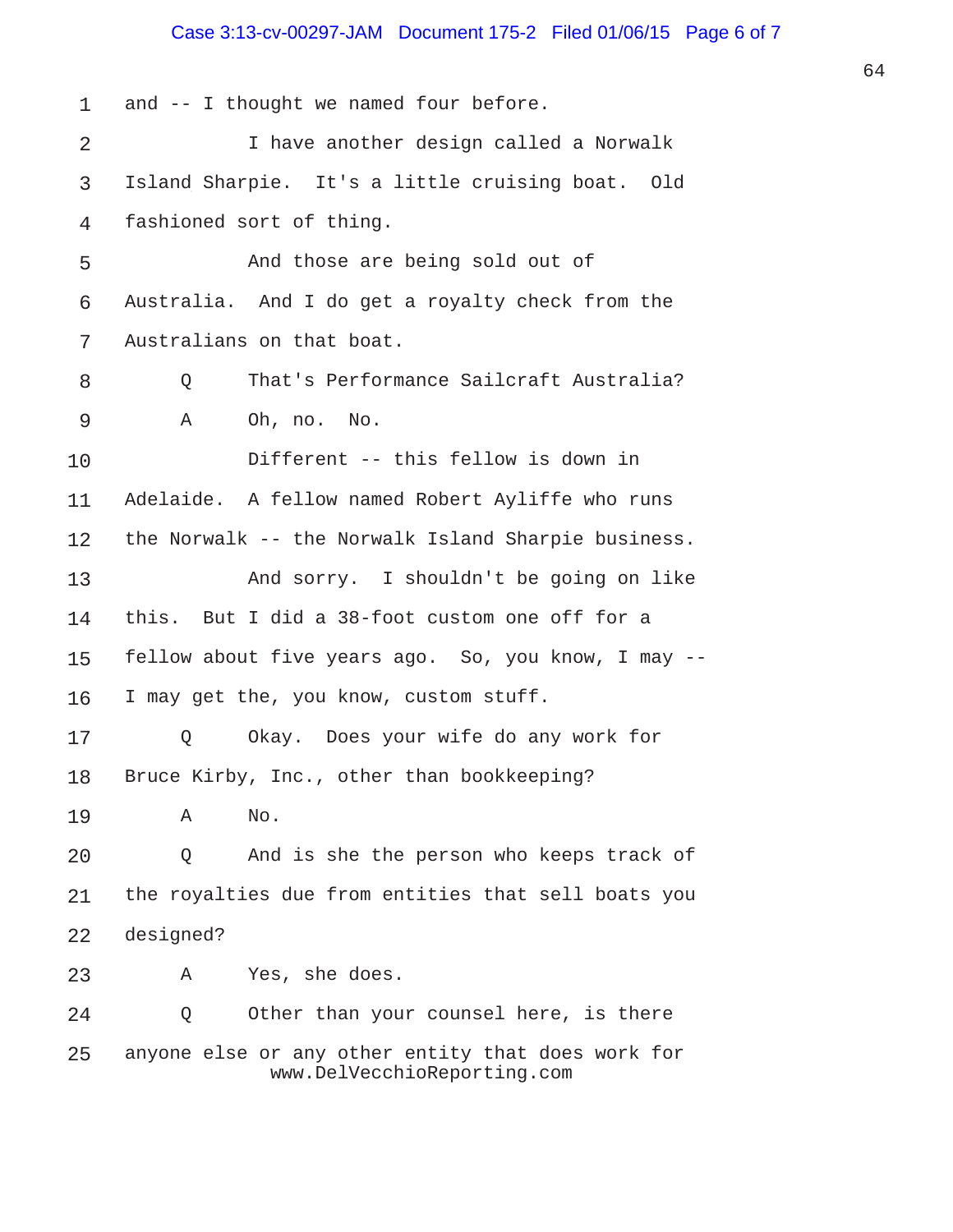1 and -- I thought we named four before.

2 I have another design called a Norwalk

3 Island Sharpie. It's a little cruising boat. Old

4 fashioned sort of thing.

5 And those are being sold out of

6 Australia. And I do get a royalty check from the

7 Australians on that boat.

8 Q That's Performance Sailcraft Australia?

9 A Oh, no. No.

10 Different -- this fellow is down in

11 Adelaide. A fellow named Robert Ayliffe who runs

12 the Norwalk -- the Norwalk Island Sharpie business.

13 And sorry. I shouldn't be going on like

14 this. But I did a 38-foot custom one off for a

15 fellow about five years ago. So, you know, I may --

16 I may get the, you know, custom stuff.

17 Q Okay. Does your wife do any work for

18 Bruce Kirby, Inc., other than bookkeeping?

19 A No.

20 Q And is she the person who keeps track of

21 the royalties due from entities that sell boats you

22 designed?

23 A Yes, she does.

24 Q Other than your counsel here, is there

25 anyone else or any other entity that does work for

www.DelVecchioReporting.com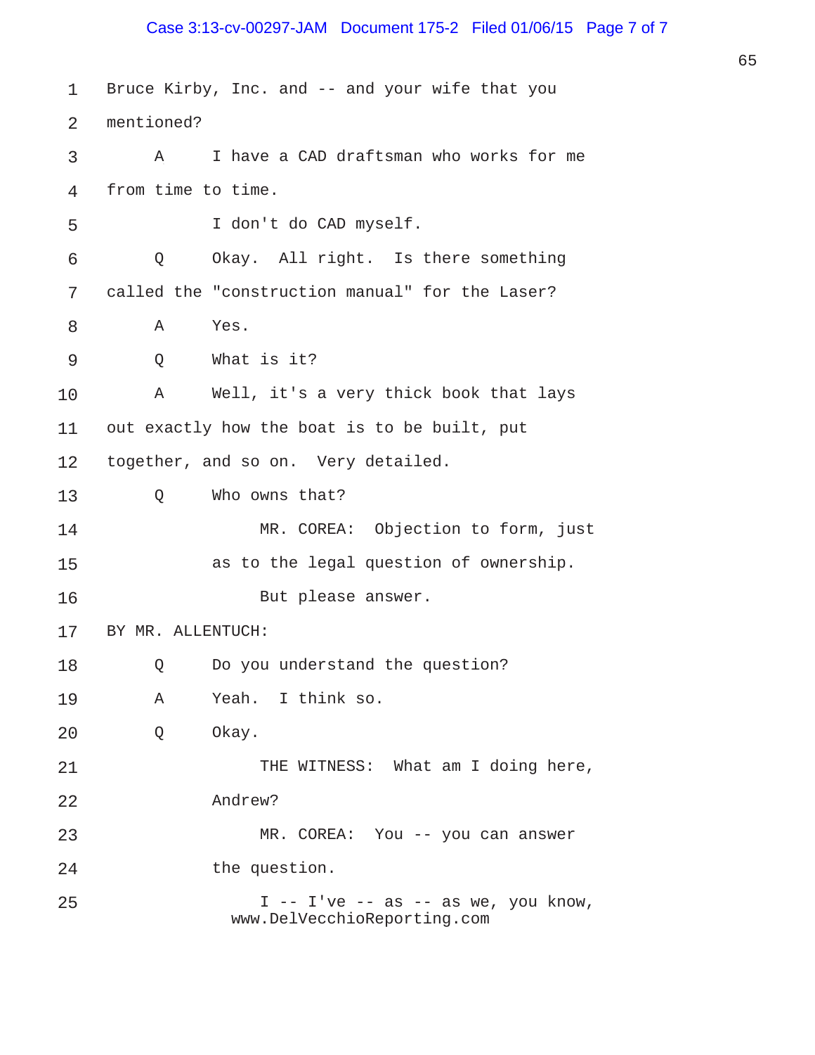1 Bruce Kirby, Inc. and -- and your wife that you
2 mentioned?
3 A I have a CAD draftsman who works for me
4 from time to time.
5 I don't do CAD myself.
6 Q Okay. All right. Is there something
7 called the "construction manual" for the Laser?
8 A Yes.
9 Q What is it?
10 A Well, it's a very thick book that lays
11 out exactly how the boat is to be built, put
12 together, and so on. Very detailed.
13 Q Who owns that?
14 MR. COREA: Objection to form, just
15 as to the legal question of ownership.
16 But please answer.
17 BY MR. ALLENTUCH:
18 Q Do you understand the question?
19 A Yeah. I think so.
20 Q Okay.
21 THE WITNESS: What am I doing here,
22 Andrew?
23 MR. COREA: You -- you can answer
24 the question.
25 I -- I've -- as -- as we, you know,

www.DelVecchioReporting.com